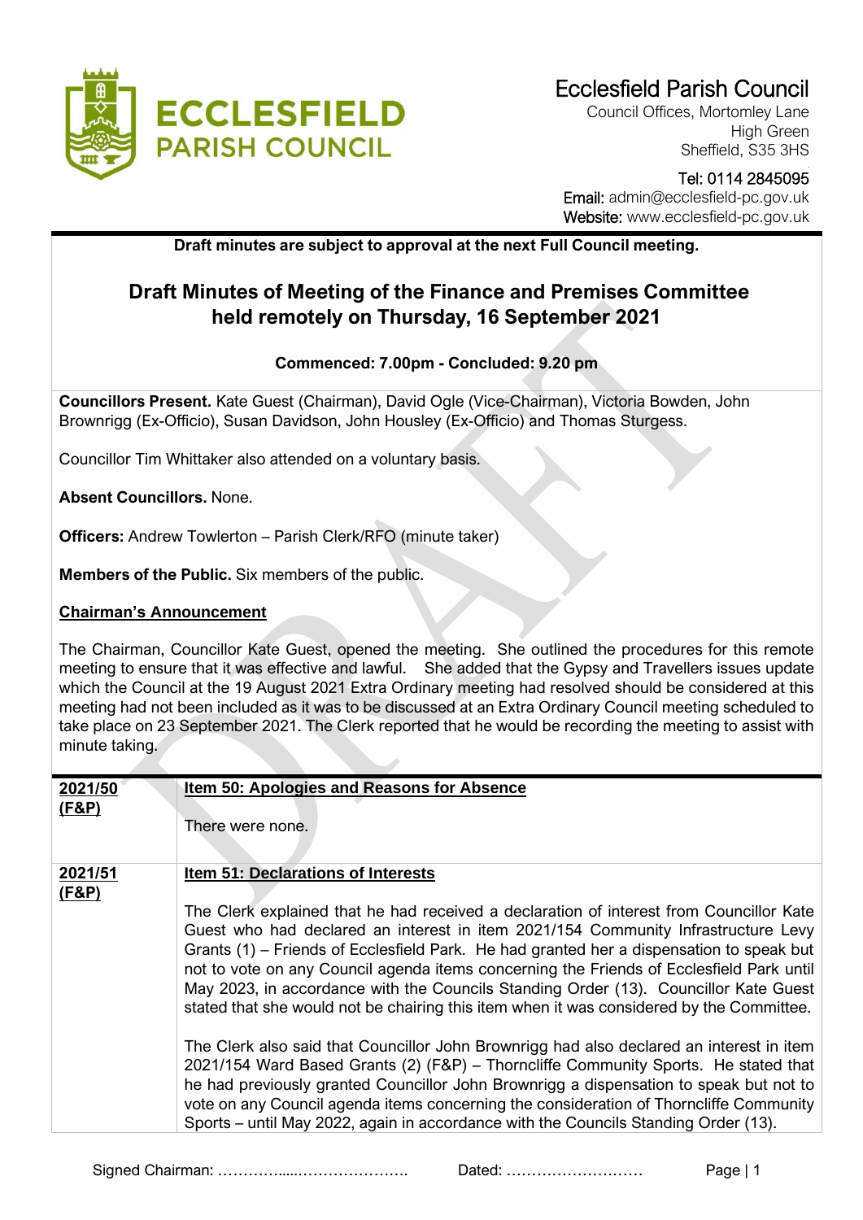# Ecclesfield Parish Council

Council Offices, Mortomley Lane
High Green
Sheffield, S35 3HS

Tel: 0114 2845095
Email: admin@ecclesfield-pc.gov.uk
Website: www.ecclesfield-pc.gov.uk

**Draft minutes are subject to approval at the next Full Council meeting.**

## Draft Minutes of Meeting of the Finance and Premises Committee held remotely on Thursday, 16 September 2021

**Commenced: 7.00pm - Concluded: 9.20 pm**

**Councillors Present.** Kate Guest (Chairman), David Ogle (Vice-Chairman), Victoria Bowden, John Brownrigg (Ex-Officio), Susan Davidson, John Housley (Ex-Officio) and Thomas Sturgess.

Councillor Tim Whittaker also attended on a voluntary basis.

**Absent Councillors.** None.

**Officers:** Andrew Towlerton – Parish Clerk/RFO (minute taker)

**Members of the Public.** Six members of the public.

**Chairman's Announcement**

The Chairman, Councillor Kate Guest, opened the meeting. She outlined the procedures for this remote meeting to ensure that it was effective and lawful. She added that the Gypsy and Travellers issues update which the Council at the 19 August 2021 Extra Ordinary meeting had resolved should be considered at this meeting had not been included as it was to be discussed at an Extra Ordinary Council meeting scheduled to take place on 23 September 2021. The Clerk reported that he would be recording the meeting to assist with minute taking.

| | |
|---|---|
| **2021/50 (F&P)** | **Item 50: Apologies and Reasons for Absence**<br><br>There were none. |
| **2021/51 (F&P)** | **Item 51: Declarations of Interests**<br><br>The Clerk explained that he had received a declaration of interest from Councillor Kate Guest who had declared an interest in item 2021/154 Community Infrastructure Levy Grants (1) – Friends of Ecclesfield Park. He had granted her a dispensation to speak but not to vote on any Council agenda items concerning the Friends of Ecclesfield Park until May 2023, in accordance with the Councils Standing Order (13). Councillor Kate Guest stated that she would not be chairing this item when it was considered by the Committee.<br><br>The Clerk also said that Councillor John Brownrigg had also declared an interest in item 2021/154 Ward Based Grants (2) (F&P) – Thorncliffe Community Sports. He stated that he had previously granted Councillor John Brownrigg a dispensation to speak but not to vote on any Council agenda items concerning the consideration of Thorncliffe Community Sports – until May 2022, again in accordance with the Councils Standing Order (13). |

Signed Chairman: ……………......…………………. Dated: ………………………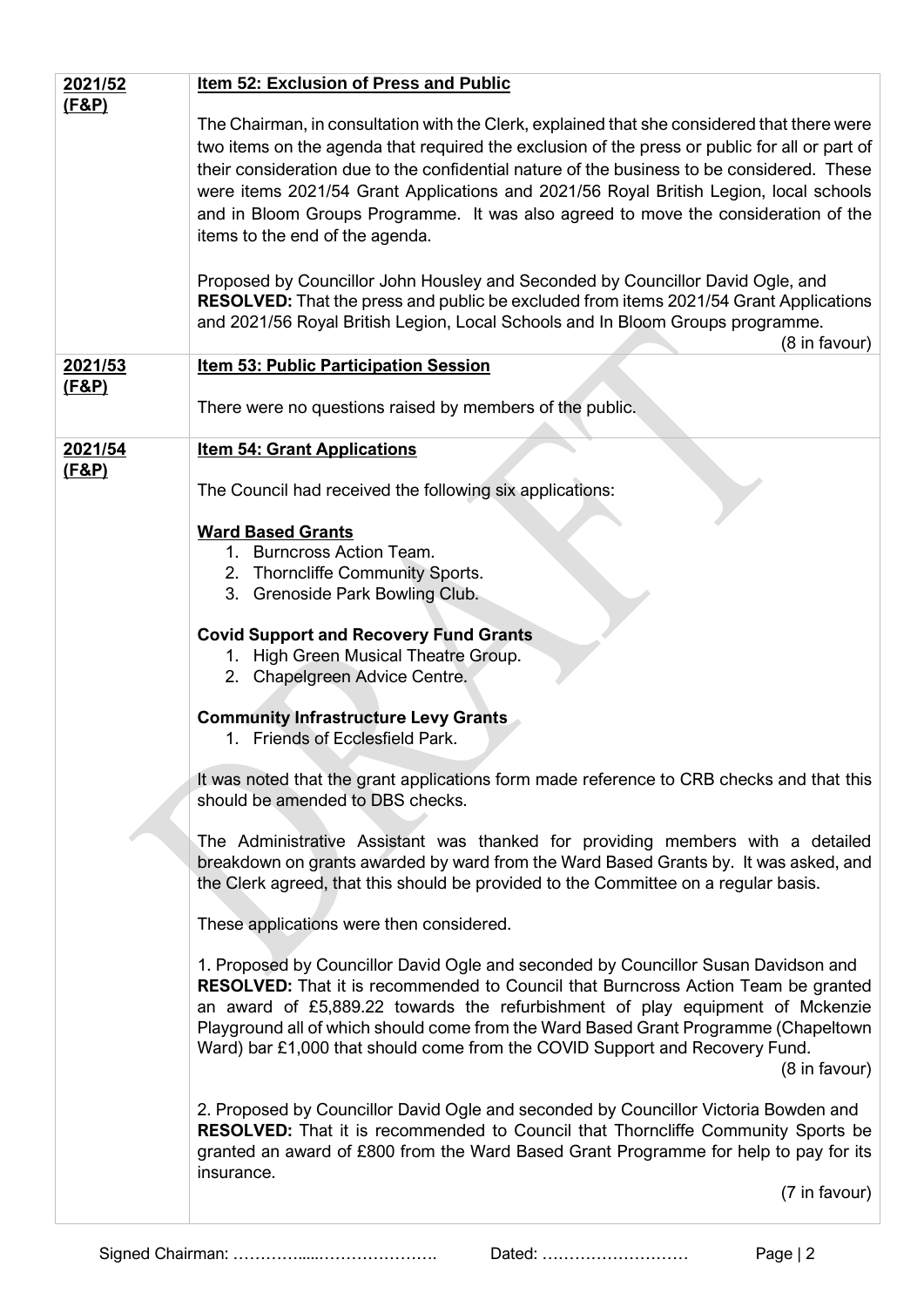| | |
|---|---|
| **2021/52 (F&P)** | **Item 52: Exclusion of Press and Public**<br><br>The Chairman, in consultation with the Clerk, explained that she considered that there were two items on the agenda that required the exclusion of the press or public for all or part of their consideration due to the confidential nature of the business to be considered. These were items 2021/54 Grant Applications and 2021/56 Royal British Legion, local schools and in Bloom Groups Programme. It was also agreed to move the consideration of the items to the end of the agenda.<br><br>Proposed by Councillor John Housley and Seconded by Councillor David Ogle, and **RESOLVED:** That the press and public be excluded from items 2021/54 Grant Applications and 2021/56 Royal British Legion, Local Schools and In Bloom Groups programme.<br>(8 in favour) |
| **2021/53 (F&P)** | **Item 53: Public Participation Session**<br><br>There were no questions raised by members of the public. |
| **2021/54 (F&P)** | **Item 54: Grant Applications**<br><br>The Council had received the following six applications:<br><br>**Ward Based Grants**<br>1. Burncross Action Team.<br>2. Thorncliffe Community Sports.<br>3. Grenoside Park Bowling Club.<br><br>**Covid Support and Recovery Fund Grants**<br>1. High Green Musical Theatre Group.<br>2. Chapelgreen Advice Centre.<br><br>**Community Infrastructure Levy Grants**<br>1. Friends of Ecclesfield Park.<br><br>It was noted that the grant applications form made reference to CRB checks and that this should be amended to DBS checks.<br><br>The Administrative Assistant was thanked for providing members with a detailed breakdown on grants awarded by ward from the Ward Based Grants by. It was asked, and the Clerk agreed, that this should be provided to the Committee on a regular basis.<br><br>These applications were then considered.<br><br>1. Proposed by Councillor David Ogle and seconded by Councillor Susan Davidson and **RESOLVED:** That it is recommended to Council that Burncross Action Team be granted an award of £5,889.22 towards the refurbishment of play equipment of Mckenzie Playground all of which should come from the Ward Based Grant Programme (Chapeltown Ward) bar £1,000 that should come from the COVID Support and Recovery Fund.<br>(8 in favour)<br><br>2. Proposed by Councillor David Ogle and seconded by Councillor Victoria Bowden and **RESOLVED:** That it is recommended to Council that Thorncliffe Community Sports be granted an award of £800 from the Ward Based Grant Programme for help to pay for its insurance.<br>(7 in favour) |

Signed Chairman: ……………....…………………. Dated: ………………………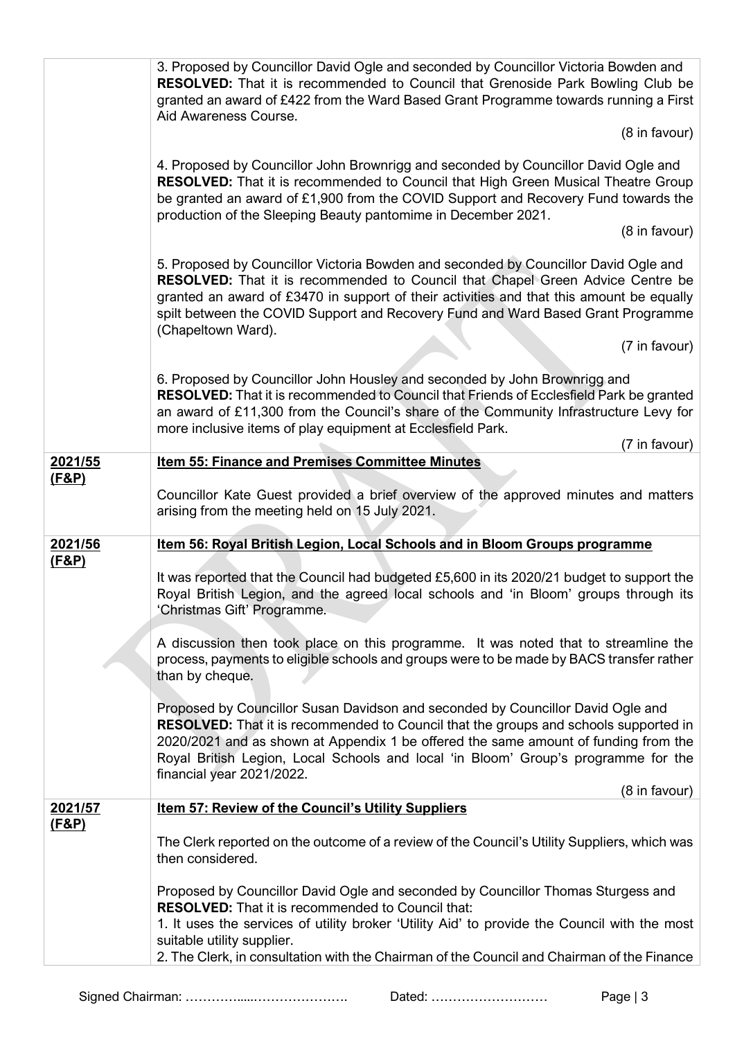| | |
|---|---|
| | 3. Proposed by Councillor David Ogle and seconded by Councillor Victoria Bowden and **RESOLVED:** That it is recommended to Council that Grenoside Park Bowling Club be granted an award of £422 from the Ward Based Grant Programme towards running a First Aid Awareness Course. (8 in favour)<br><br>4. Proposed by Councillor John Brownrigg and seconded by Councillor David Ogle and **RESOLVED:** That it is recommended to Council that High Green Musical Theatre Group be granted an award of £1,900 from the COVID Support and Recovery Fund towards the production of the Sleeping Beauty pantomime in December 2021. (8 in favour)<br><br>5. Proposed by Councillor Victoria Bowden and seconded by Councillor David Ogle and **RESOLVED:** That it is recommended to Council that Chapel Green Advice Centre be granted an award of £3470 in support of their activities and that this amount be equally spilt between the COVID Support and Recovery Fund and Ward Based Grant Programme (Chapeltown Ward). (7 in favour)<br><br>6. Proposed by Councillor John Housley and seconded by John Brownrigg and **RESOLVED:** That it is recommended to Council that Friends of Ecclesfield Park be granted an award of £11,300 from the Council's share of the Community Infrastructure Levy for more inclusive items of play equipment at Ecclesfield Park. (7 in favour) |
| **2021/55 (F&P)** | **Item 55: Finance and Premises Committee Minutes**<br><br>Councillor Kate Guest provided a brief overview of the approved minutes and matters arising from the meeting held on 15 July 2021. |
| **2021/56 (F&P)** | **Item 56: Royal British Legion, Local Schools and in Bloom Groups programme**<br><br>It was reported that the Council had budgeted £5,600 in its 2020/21 budget to support the Royal British Legion, and the agreed local schools and 'in Bloom' groups through its 'Christmas Gift' Programme.<br><br>A discussion then took place on this programme. It was noted that to streamline the process, payments to eligible schools and groups were to be made by BACS transfer rather than by cheque.<br><br>Proposed by Councillor Susan Davidson and seconded by Councillor David Ogle and **RESOLVED:** That it is recommended to Council that the groups and schools supported in 2020/2021 and as shown at Appendix 1 be offered the same amount of funding from the Royal British Legion, Local Schools and local 'in Bloom' Group's programme for the financial year 2021/2022. (8 in favour) |
| **2021/57 (F&P)** | **Item 57: Review of the Council's Utility Suppliers**<br><br>The Clerk reported on the outcome of a review of the Council's Utility Suppliers, which was then considered.<br><br>Proposed by Councillor David Ogle and seconded by Councillor Thomas Sturgess and **RESOLVED:** That it is recommended to Council that:<br>1. It uses the services of utility broker 'Utility Aid' to provide the Council with the most suitable utility supplier.<br>2. The Clerk, in consultation with the Chairman of the Council and Chairman of the Finance |

Signed Chairman: …………......…………………. Dated: ………………………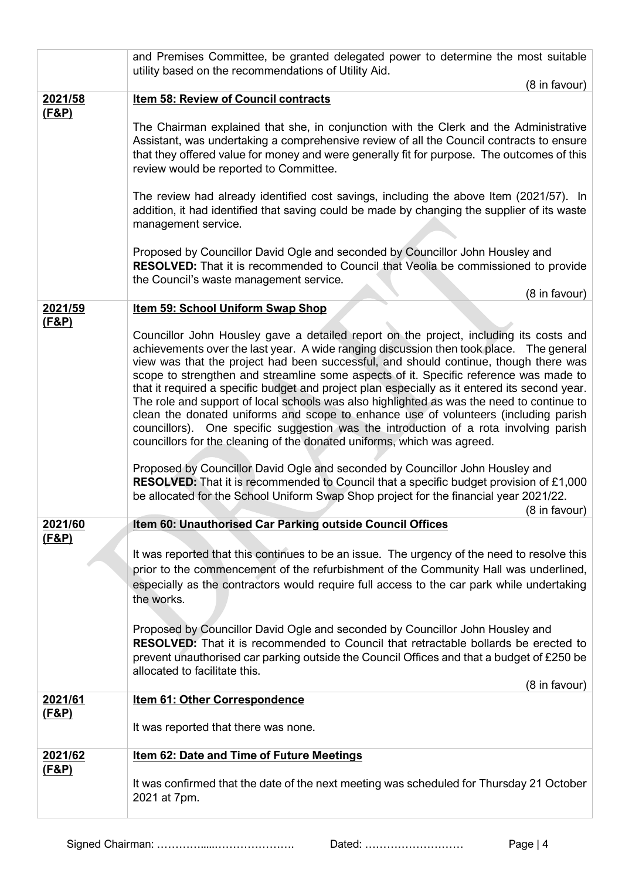| | |
|---|---|
| | and Premises Committee, be granted delegated power to determine the most suitable utility based on the recommendations of Utility Aid. (8 in favour) |
| **2021/58 (F&P)** | **Item 58: Review of Council contracts**<br><br>The Chairman explained that she, in conjunction with the Clerk and the Administrative Assistant, was undertaking a comprehensive review of all the Council contracts to ensure that they offered value for money and were generally fit for purpose. The outcomes of this review would be reported to Committee.<br><br>The review had already identified cost savings, including the above Item (2021/57). In addition, it had identified that saving could be made by changing the supplier of its waste management service.<br><br>Proposed by Councillor David Ogle and seconded by Councillor John Housley and **RESOLVED:** That it is recommended to Council that Veolia be commissioned to provide the Council's waste management service. (8 in favour) |
| **2021/59 (F&P)** | **Item 59: School Uniform Swap Shop**<br><br>Councillor John Housley gave a detailed report on the project, including its costs and achievements over the last year. A wide ranging discussion then took place. The general view was that the project had been successful, and should continue, though there was scope to strengthen and streamline some aspects of it. Specific reference was made to that it required a specific budget and project plan especially as it entered its second year. The role and support of local schools was also highlighted as was the need to continue to clean the donated uniforms and scope to enhance use of volunteers (including parish councillors). One specific suggestion was the introduction of a rota involving parish councillors for the cleaning of the donated uniforms, which was agreed.<br><br>Proposed by Councillor David Ogle and seconded by Councillor John Housley and **RESOLVED:** That it is recommended to Council that a specific budget provision of £1,000 be allocated for the School Uniform Swap Shop project for the financial year 2021/22. (8 in favour) |
| **2021/60 (F&P)** | **Item 60: Unauthorised Car Parking outside Council Offices**<br><br>It was reported that this continues to be an issue. The urgency of the need to resolve this prior to the commencement of the refurbishment of the Community Hall was underlined, especially as the contractors would require full access to the car park while undertaking the works.<br><br>Proposed by Councillor David Ogle and seconded by Councillor John Housley and **RESOLVED:** That it is recommended to Council that retractable bollards be erected to prevent unauthorised car parking outside the Council Offices and that a budget of £250 be allocated to facilitate this. (8 in favour) |
| **2021/61 (F&P)** | **Item 61: Other Correspondence**<br><br>It was reported that there was none. |
| **2021/62 (F&P)** | **Item 62: Date and Time of Future Meetings**<br><br>It was confirmed that the date of the next meeting was scheduled for Thursday 21 October 2021 at 7pm. |

Signed Chairman: ……………....…………………. Dated: ………………………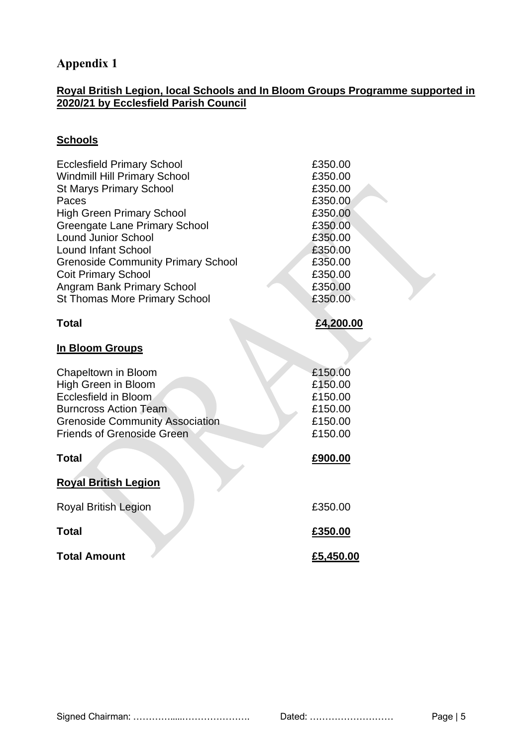# Appendix 1

**Royal British Legion, local Schools and In Bloom Groups Programme supported in 2020/21 by Ecclesfield Parish Council**

## Schools

| | |
|---|---|
| Ecclesfield Primary School | £350.00 |
| Windmill Hill Primary School | £350.00 |
| St Marys Primary School | £350.00 |
| Paces | £350.00 |
| High Green Primary School | £350.00 |
| Greengate Lane Primary School | £350.00 |
| Lound Junior School | £350.00 |
| Lound Infant School | £350.00 |
| Grenoside Community Primary School | £350.00 |
| Coit Primary School | £350.00 |
| Angram Bank Primary School | £350.00 |
| St Thomas More Primary School | £350.00 |
| **Total** | **£4,200.00** |

## In Bloom Groups

| | |
|---|---|
| Chapeltown in Bloom | £150.00 |
| High Green in Bloom | £150.00 |
| Ecclesfield in Bloom | £150.00 |
| Burncross Action Team | £150.00 |
| Grenoside Community Association | £150.00 |
| Friends of Grenoside Green | £150.00 |
| **Total** | **£900.00** |

## Royal British Legion

| | |
|---|---|
| Royal British Legion | £350.00 |
| **Total** | **£350.00** |
| **Total Amount** | **£5,450.00** |

Signed Chairman: …………....…………………. Dated: ………………………